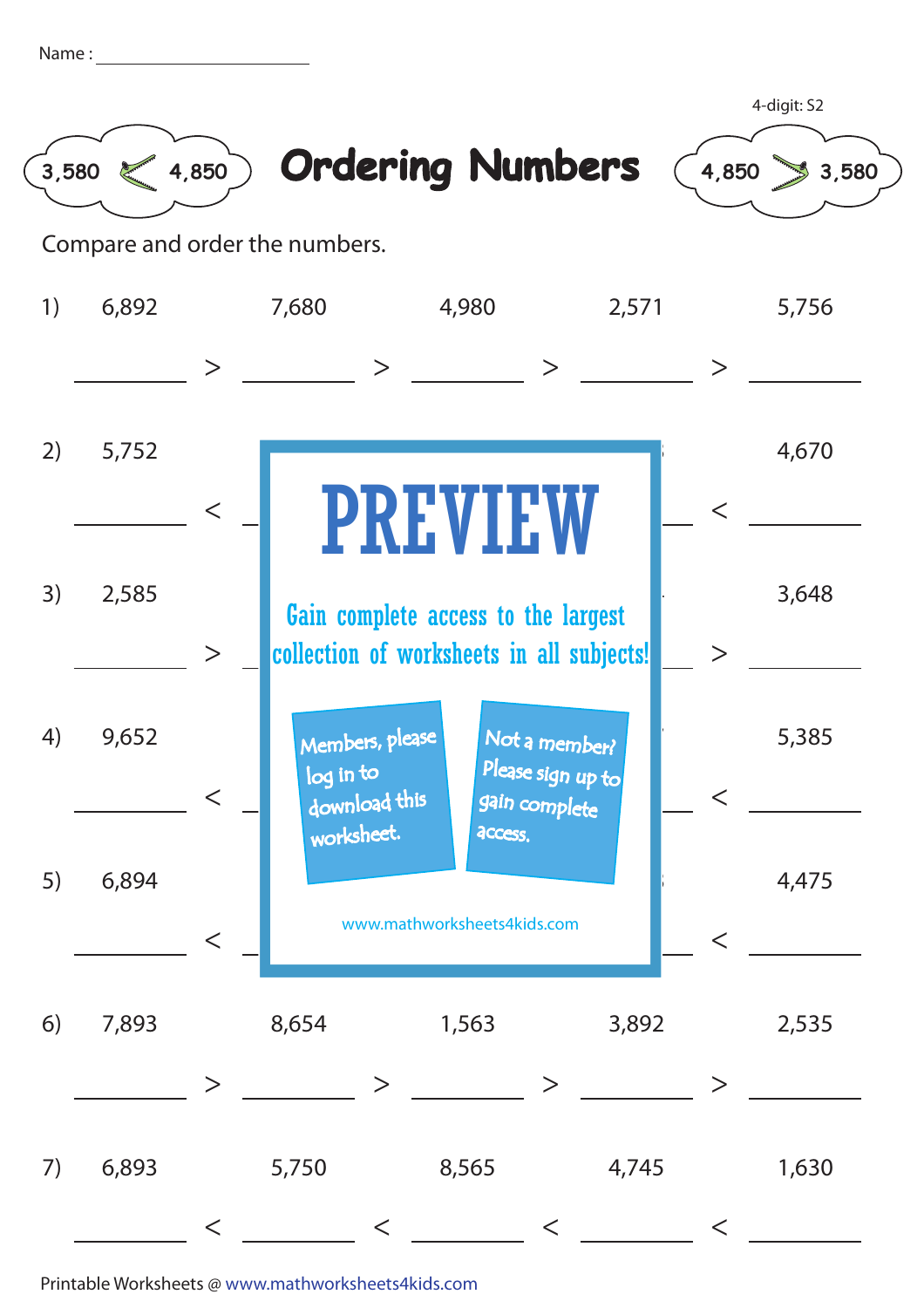Name : ____________________

4-digit: S2

3,580 < 4,850

# Ordering Numbers

4,850 > 3,580

Compare and order the numbers.

1) 6,892 7,680 4,980 2,571 5,756

______ > ______ > ______ > ______ > ______

2) 5,752 4,670

______ < ______ < ______ < ______ < ______

3) 2,585 3,648

______ > ______ > ______ > ______ > ______

4) 9,652 5,385

______ < ______ < ______ < ______ < ______

5) 6,894 4,475

______ < ______ < ______ < ______ < ______

PREVIEW

Gain complete access to the largest collection of worksheets in all subjects!

Members, please log in to download this worksheet.

Not a member? Please sign up to gain complete access.

www.mathworksheets4kids.com

6) 7,893 8,654 1,563 3,892 2,535

______ > ______ > ______ > ______ > ______

7) 6,893 5,750 8,565 4,745 1,630

______ < ______ < ______ < ______ < ______

Printable Worksheets @ www.mathworksheets4kids.com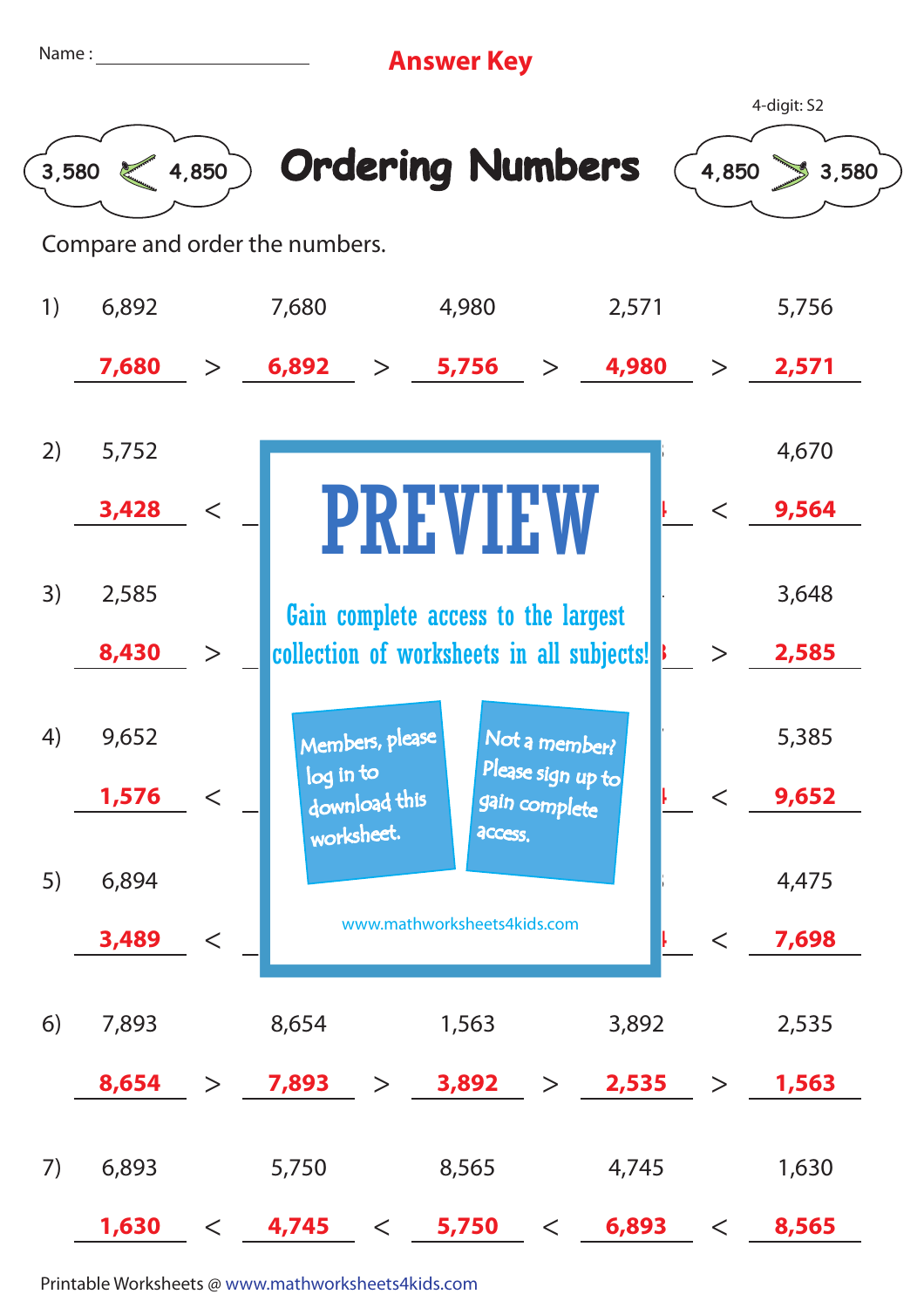Name : ______________________

**Answer Key**

4-digit: S2

3,580 < 4,850

# Ordering Numbers

4,850 > 3,580

Compare and order the numbers.

1) 6,892 7,680 4,980 2,571 5,756

**7,680** > **6,892** > **5,756** > **4,980** > **2,571**

2) 5,752 4,670

**3,428** < ... < **9,564**

3) 2,585 3,648

**8,430** > ... > **2,585**

4) 9,652 5,385

**1,576** < ... < **9,652**

5) 6,894 4,475

**3,489** < ... < **7,698**

PREVIEW

Gain complete access to the largest collection of worksheets in all subjects!

Members, please log in to download this worksheet.

Not a member? Please sign up to gain complete access.

www.mathworksheets4kids.com

6) 7,893 8,654 1,563 3,892 2,535

**8,654** > **7,893** > **3,892** > **2,535** > **1,563**

7) 6,893 5,750 8,565 4,745 1,630

**1,630** < **4,745** < **5,750** < **6,893** < **8,565**

Printable Worksheets @ www.mathworksheets4kids.com